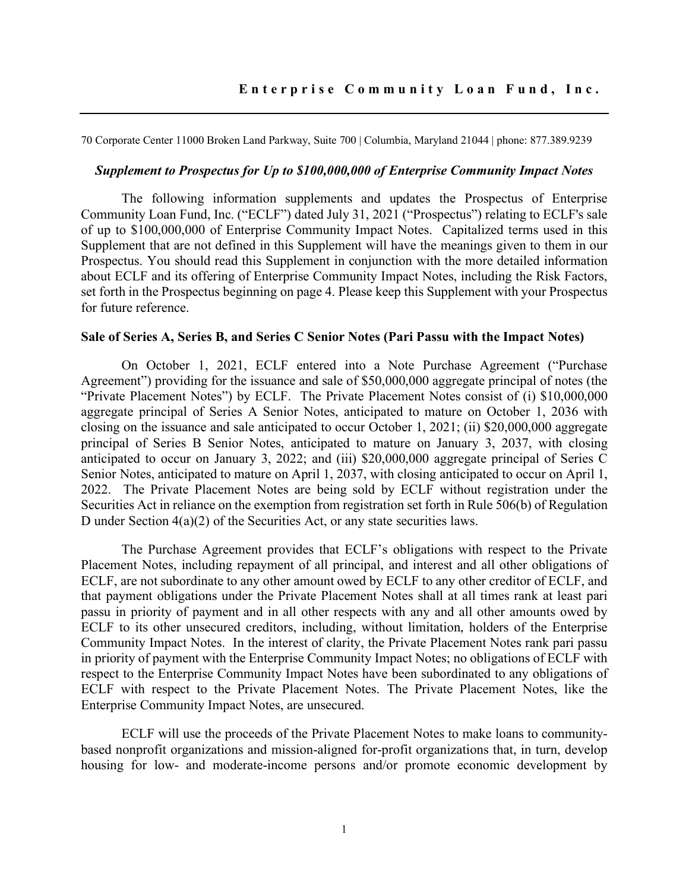**Enterprise Community Loan Fund, Inc.**

---

70 Corporate Center 11000 Broken Land Parkway, Suite 700 | Columbia, Maryland 21044 | phone: 877.389.9239

***Supplement to Prospectus for Up to $100,000,000 of Enterprise Community Impact Notes***

The following information supplements and updates the Prospectus of Enterprise Community Loan Fund, Inc. ("ECLF") dated July 31, 2021 ("Prospectus") relating to ECLF's sale of up to $100,000,000 of Enterprise Community Impact Notes. Capitalized terms used in this Supplement that are not defined in this Supplement will have the meanings given to them in our Prospectus. You should read this Supplement in conjunction with the more detailed information about ECLF and its offering of Enterprise Community Impact Notes, including the Risk Factors, set forth in the Prospectus beginning on page 4. Please keep this Supplement with your Prospectus for future reference.

**Sale of Series A, Series B, and Series C Senior Notes (Pari Passu with the Impact Notes)**

On October 1, 2021, ECLF entered into a Note Purchase Agreement ("Purchase Agreement") providing for the issuance and sale of $50,000,000 aggregate principal of notes (the "Private Placement Notes") by ECLF. The Private Placement Notes consist of (i) $10,000,000 aggregate principal of Series A Senior Notes, anticipated to mature on October 1, 2036 with closing on the issuance and sale anticipated to occur October 1, 2021; (ii) $20,000,000 aggregate principal of Series B Senior Notes, anticipated to mature on January 3, 2037, with closing anticipated to occur on January 3, 2022; and (iii) $20,000,000 aggregate principal of Series C Senior Notes, anticipated to mature on April 1, 2037, with closing anticipated to occur on April 1, 2022. The Private Placement Notes are being sold by ECLF without registration under the Securities Act in reliance on the exemption from registration set forth in Rule 506(b) of Regulation D under Section 4(a)(2) of the Securities Act, or any state securities laws.

The Purchase Agreement provides that ECLF's obligations with respect to the Private Placement Notes, including repayment of all principal, and interest and all other obligations of ECLF, are not subordinate to any other amount owed by ECLF to any other creditor of ECLF, and that payment obligations under the Private Placement Notes shall at all times rank at least pari passu in priority of payment and in all other respects with any and all other amounts owed by ECLF to its other unsecured creditors, including, without limitation, holders of the Enterprise Community Impact Notes. In the interest of clarity, the Private Placement Notes rank pari passu in priority of payment with the Enterprise Community Impact Notes; no obligations of ECLF with respect to the Enterprise Community Impact Notes have been subordinated to any obligations of ECLF with respect to the Private Placement Notes. The Private Placement Notes, like the Enterprise Community Impact Notes, are unsecured.

ECLF will use the proceeds of the Private Placement Notes to make loans to community-based nonprofit organizations and mission-aligned for-profit organizations that, in turn, develop housing for low- and moderate-income persons and/or promote economic development by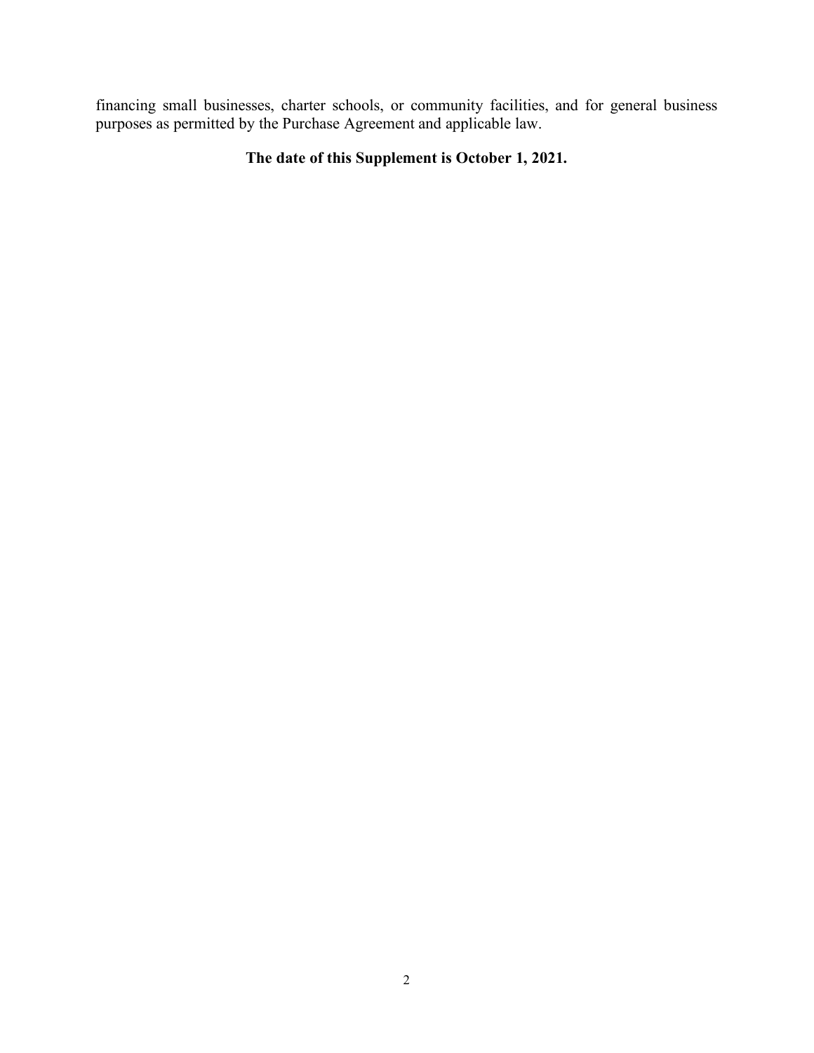financing small businesses, charter schools, or community facilities, and for general business purposes as permitted by the Purchase Agreement and applicable law.

**The date of this Supplement is October 1, 2021.**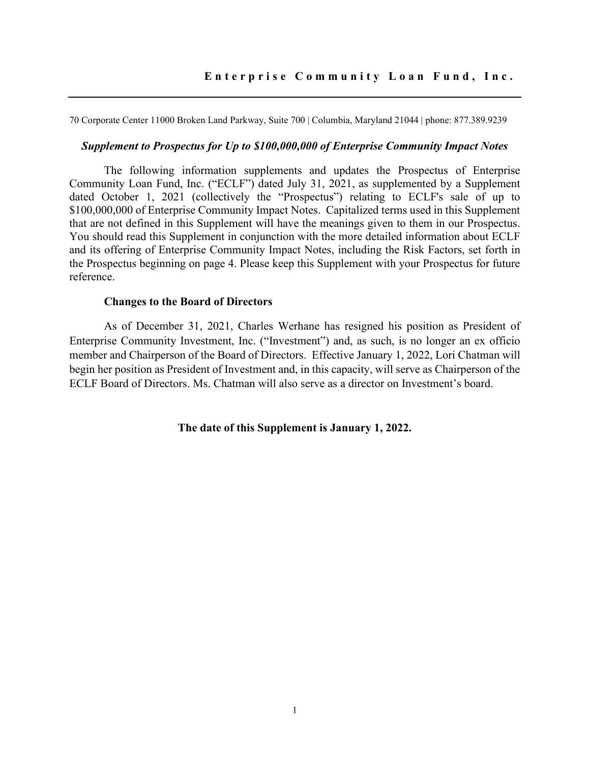**Enterprise Community Loan Fund, Inc.**

---

70 Corporate Center 11000 Broken Land Parkway, Suite 700 | Columbia, Maryland 21044 | phone: 877.389.9239

***Supplement to Prospectus for Up to $100,000,000 of Enterprise Community Impact Notes***

The following information supplements and updates the Prospectus of Enterprise Community Loan Fund, Inc. ("ECLF") dated July 31, 2021, as supplemented by a Supplement dated October 1, 2021 (collectively the "Prospectus") relating to ECLF's sale of up to $100,000,000 of Enterprise Community Impact Notes. Capitalized terms used in this Supplement that are not defined in this Supplement will have the meanings given to them in our Prospectus. You should read this Supplement in conjunction with the more detailed information about ECLF and its offering of Enterprise Community Impact Notes, including the Risk Factors, set forth in the Prospectus beginning on page 4. Please keep this Supplement with your Prospectus for future reference.

**Changes to the Board of Directors**

As of December 31, 2021, Charles Werhane has resigned his position as President of Enterprise Community Investment, Inc. ("Investment") and, as such, is no longer an ex officio member and Chairperson of the Board of Directors. Effective January 1, 2022, Lori Chatman will begin her position as President of Investment and, in this capacity, will serve as Chairperson of the ECLF Board of Directors. Ms. Chatman will also serve as a director on Investment's board.

**The date of this Supplement is January 1, 2022.**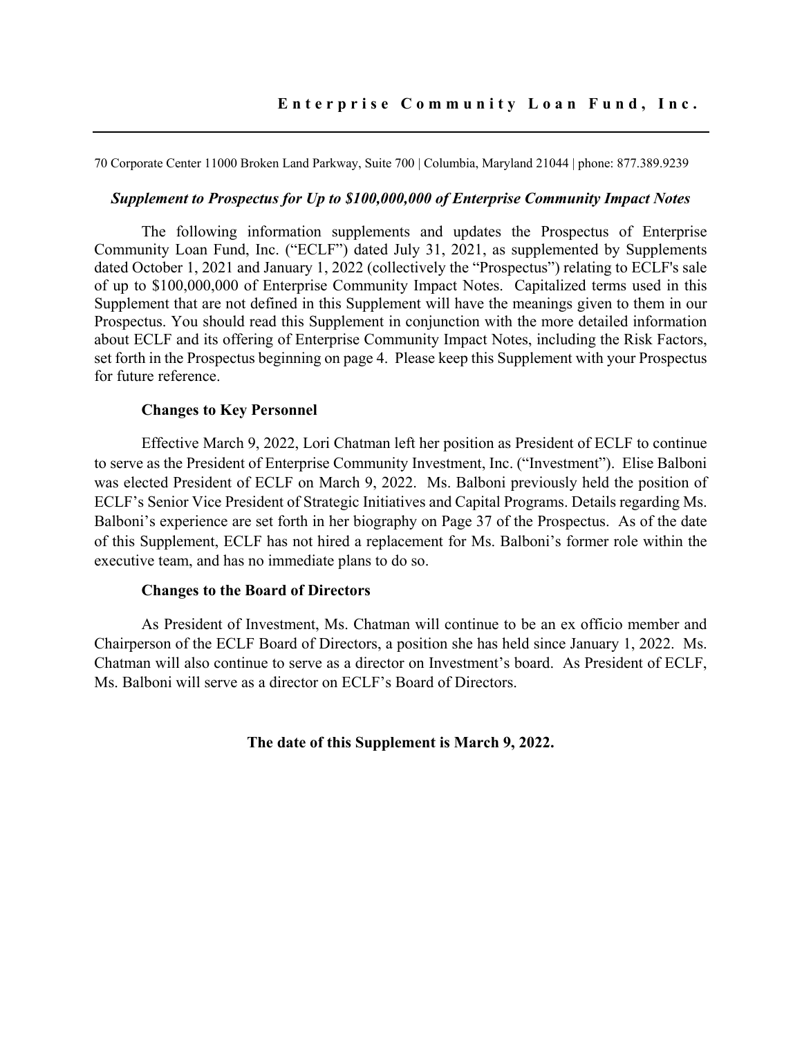**Enterprise Community Loan Fund, Inc.**

---

70 Corporate Center 11000 Broken Land Parkway, Suite 700 | Columbia, Maryland 21044 | phone: 877.389.9239

***Supplement to Prospectus for Up to $100,000,000 of Enterprise Community Impact Notes***

The following information supplements and updates the Prospectus of Enterprise Community Loan Fund, Inc. ("ECLF") dated July 31, 2021, as supplemented by Supplements dated October 1, 2021 and January 1, 2022 (collectively the "Prospectus") relating to ECLF's sale of up to $100,000,000 of Enterprise Community Impact Notes. Capitalized terms used in this Supplement that are not defined in this Supplement will have the meanings given to them in our Prospectus. You should read this Supplement in conjunction with the more detailed information about ECLF and its offering of Enterprise Community Impact Notes, including the Risk Factors, set forth in the Prospectus beginning on page 4. Please keep this Supplement with your Prospectus for future reference.

**Changes to Key Personnel**

Effective March 9, 2022, Lori Chatman left her position as President of ECLF to continue to serve as the President of Enterprise Community Investment, Inc. ("Investment"). Elise Balboni was elected President of ECLF on March 9, 2022. Ms. Balboni previously held the position of ECLF's Senior Vice President of Strategic Initiatives and Capital Programs. Details regarding Ms. Balboni's experience are set forth in her biography on Page 37 of the Prospectus. As of the date of this Supplement, ECLF has not hired a replacement for Ms. Balboni's former role within the executive team, and has no immediate plans to do so.

**Changes to the Board of Directors**

As President of Investment, Ms. Chatman will continue to be an ex officio member and Chairperson of the ECLF Board of Directors, a position she has held since January 1, 2022. Ms. Chatman will also continue to serve as a director on Investment's board. As President of ECLF, Ms. Balboni will serve as a director on ECLF's Board of Directors.

**The date of this Supplement is March 9, 2022.**